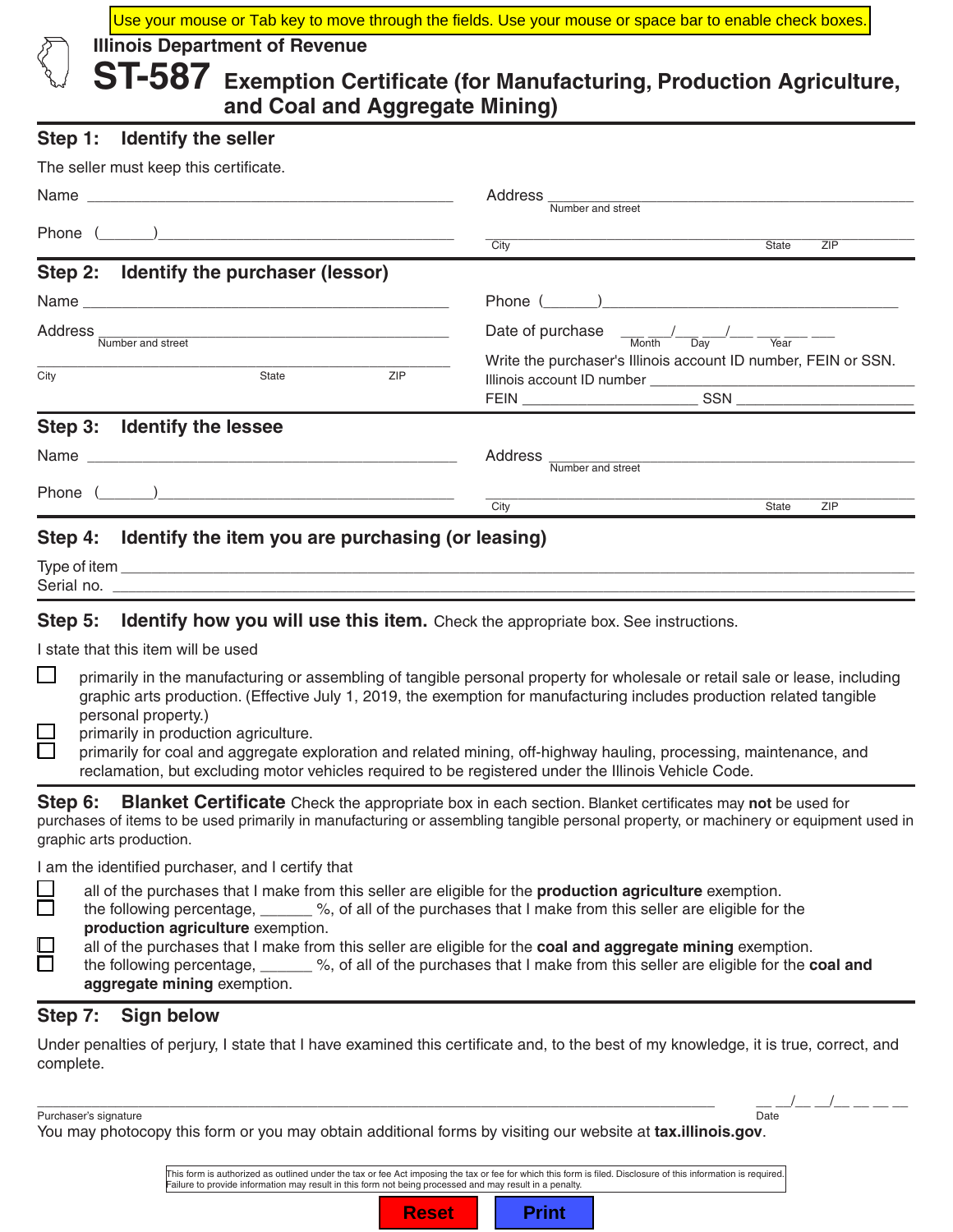Use your mouse or Tab key to move through the fields. Use your mouse or space bar to enable check boxes.

Illinois Department of Revenue

# ST-587 Exemption Certificate (for Manufacturing, Production Agriculture, and Coal and Aggregate Mining)

## Step 1: Identify the seller

The seller must keep this certificate.

Name ___________________________________________

Address ___________________________________________
Number and street

Phone (______)___________________________________

___________________________________________
City State ZIP

## Step 2: Identify the purchaser (lessor)

Name ___________________________________________

Phone (______)___________________________________

Address ___________________________________________
Number and street

Date of purchase ___ ___/___ ___/___ ___ ___ ___
Month Day Year

___________________________________________
City State ZIP

Write the purchaser's Illinois account ID number, FEIN or SSN.

Illinois account ID number ___________________________________

FEIN _____________________ SSN _____________________

## Step 3: Identify the lessee

Name ___________________________________________

Address ___________________________________________
Number and street

Phone (______)___________________________________

___________________________________________
City State ZIP

## Step 4: Identify the item you are purchasing (or leasing)

Type of item ___________________________________________

Serial no. ___________________________________________

## Step 5: Identify how you will use this item.

Check the appropriate box. See instructions.

I state that this item will be used

- ☐ primarily in the manufacturing or assembling of tangible personal property for wholesale or retail sale or lease, including graphic arts production. (Effective July 1, 2019, the exemption for manufacturing includes production related tangible personal property.)
- ☐ primarily in production agriculture.
- ☐ primarily for coal and aggregate exploration and related mining, off-highway hauling, processing, maintenance, and reclamation, but excluding motor vehicles required to be registered under the Illinois Vehicle Code.

## Step 6: Blanket Certificate

Check the appropriate box in each section. Blanket certificates may **not** be used for purchases of items to be used primarily in manufacturing or assembling tangible personal property, or machinery or equipment used in graphic arts production.

I am the identified purchaser, and I certify that

- ☐ all of the purchases that I make from this seller are eligible for the **production agriculture** exemption.
- ☐ the following percentage, ______ %, of all of the purchases that I make from this seller are eligible for the **production agriculture** exemption.
- ☐ all of the purchases that I make from this seller are eligible for the **coal and aggregate mining** exemption.
- ☐ the following percentage, ______ %, of all of the purchases that I make from this seller are eligible for the **coal and aggregate mining** exemption.

## Step 7: Sign below

Under penalties of perjury, I state that I have examined this certificate and, to the best of my knowledge, it is true, correct, and complete.

___________________________________________ __ __/__ __/__ __ __ __
Purchaser's signature Date

You may photocopy this form or you may obtain additional forms by visiting our website at **tax.illinois.gov**.

This form is authorized as outlined under the tax or fee Act imposing the tax or fee for which this form is filed. Disclosure of this information is required. Failure to provide information may result in this form not being processed and may result in a penalty.

Reset Print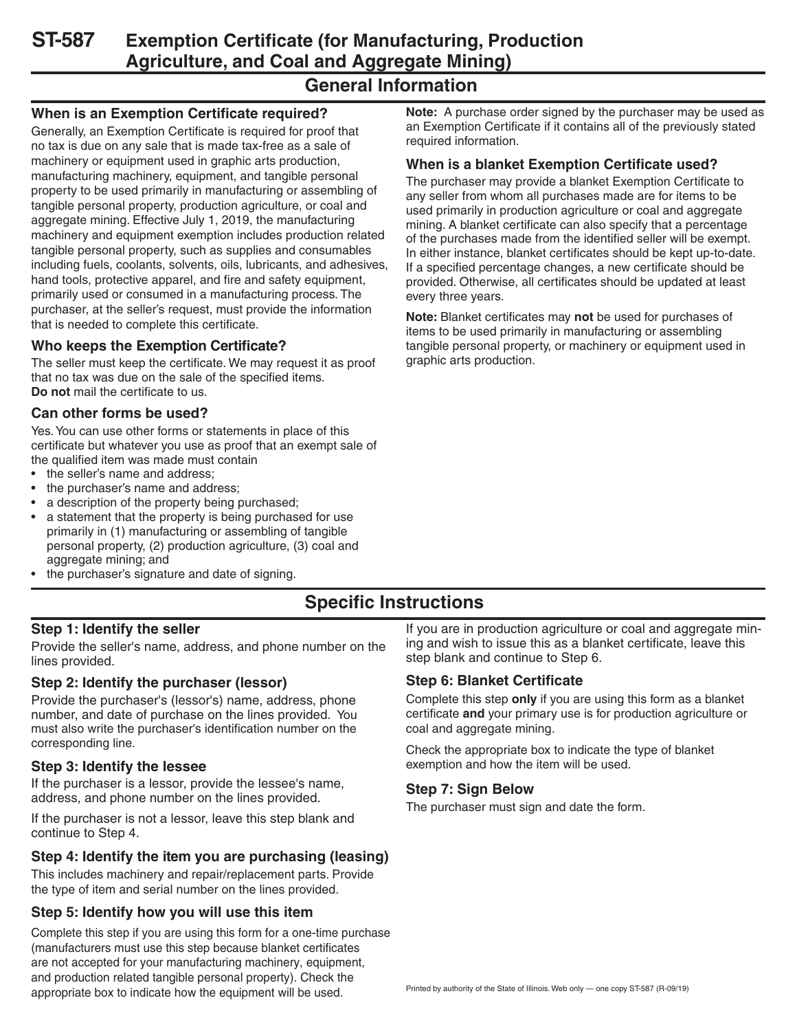# ST-587 Exemption Certificate (for Manufacturing, Production Agriculture, and Coal and Aggregate Mining)

## General Information

### When is an Exemption Certificate required?

Generally, an Exemption Certificate is required for proof that no tax is due on any sale that is made tax-free as a sale of machinery or equipment used in graphic arts production, manufacturing machinery, equipment, and tangible personal property to be used primarily in manufacturing or assembling of tangible personal property, production agriculture, or coal and aggregate mining. Effective July 1, 2019, the manufacturing machinery and equipment exemption includes production related tangible personal property, such as supplies and consumables including fuels, coolants, solvents, oils, lubricants, and adhesives, hand tools, protective apparel, and fire and safety equipment, primarily used or consumed in a manufacturing process. The purchaser, at the seller's request, must provide the information that is needed to complete this certificate.

### Who keeps the Exemption Certificate?

The seller must keep the certificate. We may request it as proof that no tax was due on the sale of the specified items. **Do not** mail the certificate to us.

### Can other forms be used?

Yes. You can use other forms or statements in place of this certificate but whatever you use as proof that an exempt sale of the qualified item was made must contain

- the seller's name and address;
- the purchaser's name and address;
- a description of the property being purchased;
- a statement that the property is being purchased for use primarily in (1) manufacturing or assembling of tangible personal property, (2) production agriculture, (3) coal and aggregate mining; and
- the purchaser's signature and date of signing.

**Note:** A purchase order signed by the purchaser may be used as an Exemption Certificate if it contains all of the previously stated required information.

### When is a blanket Exemption Certificate used?

The purchaser may provide a blanket Exemption Certificate to any seller from whom all purchases made are for items to be used primarily in production agriculture or coal and aggregate mining. A blanket certificate can also specify that a percentage of the purchases made from the identified seller will be exempt. In either instance, blanket certificates should be kept up-to-date. If a specified percentage changes, a new certificate should be provided. Otherwise, all certificates should be updated at least every three years.

**Note:** Blanket certificates may **not** be used for purchases of items to be used primarily in manufacturing or assembling tangible personal property, or machinery or equipment used in graphic arts production.

## Specific Instructions

### Step 1: Identify the seller

Provide the seller's name, address, and phone number on the lines provided.

### Step 2: Identify the purchaser (lessor)

Provide the purchaser's (lessor's) name, address, phone number, and date of purchase on the lines provided. You must also write the purchaser's identification number on the corresponding line.

### Step 3: Identify the lessee

If the purchaser is a lessor, provide the lessee's name, address, and phone number on the lines provided.

If the purchaser is not a lessor, leave this step blank and continue to Step 4.

### Step 4: Identify the item you are purchasing (leasing)

This includes machinery and repair/replacement parts. Provide the type of item and serial number on the lines provided.

### Step 5: Identify how you will use this item

Complete this step if you are using this form for a one-time purchase (manufacturers must use this step because blanket certificates are not accepted for your manufacturing machinery, equipment, and production related tangible personal property). Check the appropriate box to indicate how the equipment will be used.

If you are in production agriculture or coal and aggregate mining and wish to issue this as a blanket certificate, leave this step blank and continue to Step 6.

### Step 6: Blanket Certificate

Complete this step **only** if you are using this form as a blanket certificate **and** your primary use is for production agriculture or coal and aggregate mining.

Check the appropriate box to indicate the type of blanket exemption and how the item will be used.

### Step 7: Sign Below

The purchaser must sign and date the form.

Printed by authority of the State of Illinois. Web only — one copy ST-587 (R-09/19)